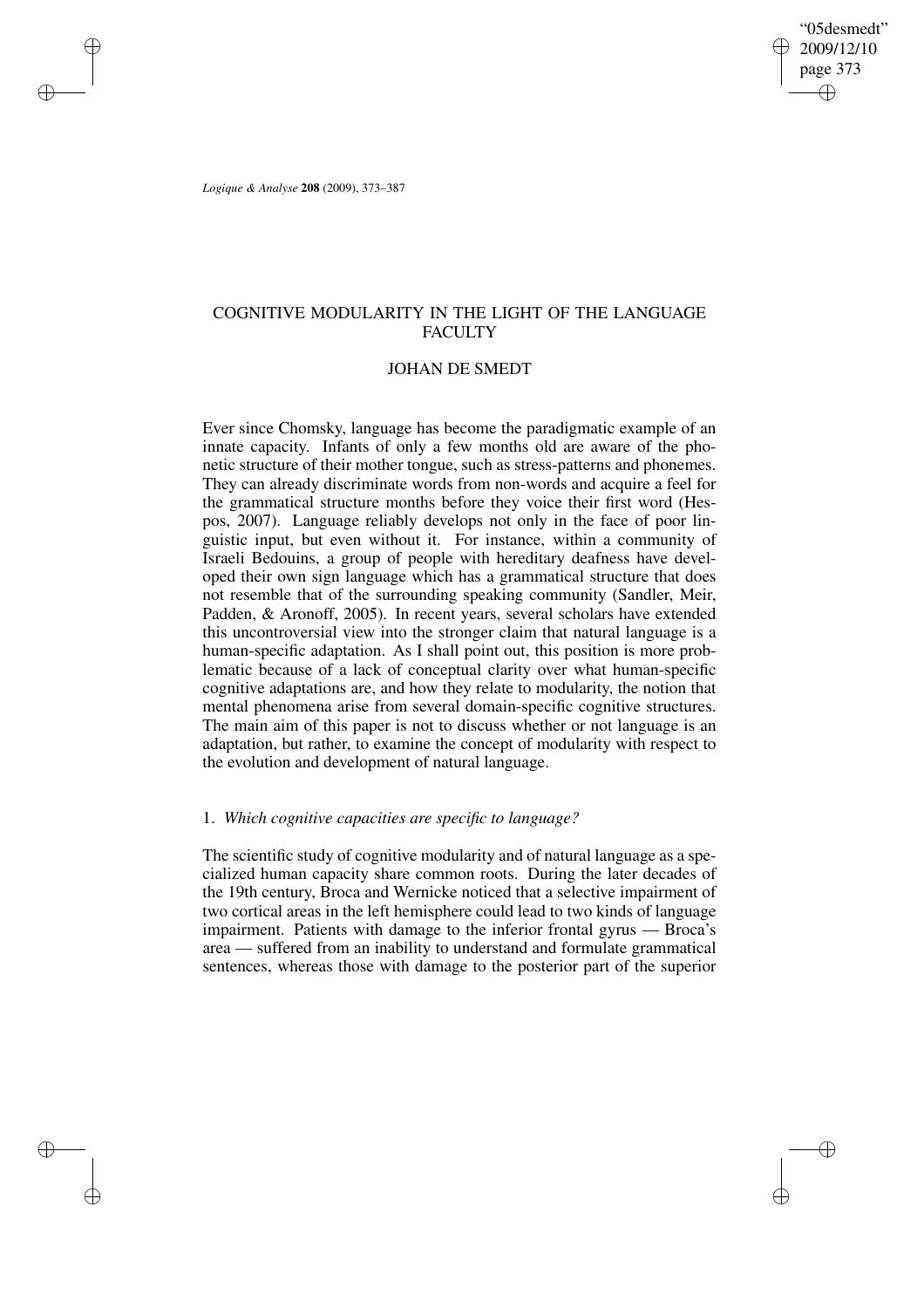# COGNITIVE MODULARITY IN THE LIGHT OF THE LANGUAGE FACULTY

## JOHAN DE SMEDT

Ever since Chomsky, language has become the paradigmatic example of an innate capacity. Infants of only a few months old are aware of the phonetic structure of their mother tongue, such as stress-patterns and phonemes. They can already discriminate words from non-words and acquire a feel for the grammatical structure months before they voice their first word (Hespos, 2007). Language reliably develops not only in the face of poor linguistic input, but even without it. For instance, within a community of Israeli Bedouins, a group of people with hereditary deafness have developed their own sign language which has a grammatical structure that does not resemble that of the surrounding speaking community (Sandler, Meir, Padden, & Aronoff, 2005). In recent years, several scholars have extended this uncontroversial view into the stronger claim that natural language is a human-specific adaptation. As I shall point out, this position is more problematic because of a lack of conceptual clarity over what human-specific cognitive adaptations are, and how they relate to modularity, the notion that mental phenomena arise from several domain-specific cognitive structures. The main aim of this paper is not to discuss whether or not language is an adaptation, but rather, to examine the concept of modularity with respect to the evolution and development of natural language.

### 1. *Which cognitive capacities are specific to language?*

The scientific study of cognitive modularity and of natural language as a specialized human capacity share common roots. During the later decades of the 19th century, Broca and Wernicke noticed that a selective impairment of two cortical areas in the left hemisphere could lead to two kinds of language impairment. Patients with damage to the inferior frontal gyrus — Broca's area — suffered from an inability to understand and formulate grammatical sentences, whereas those with damage to the posterior part of the superior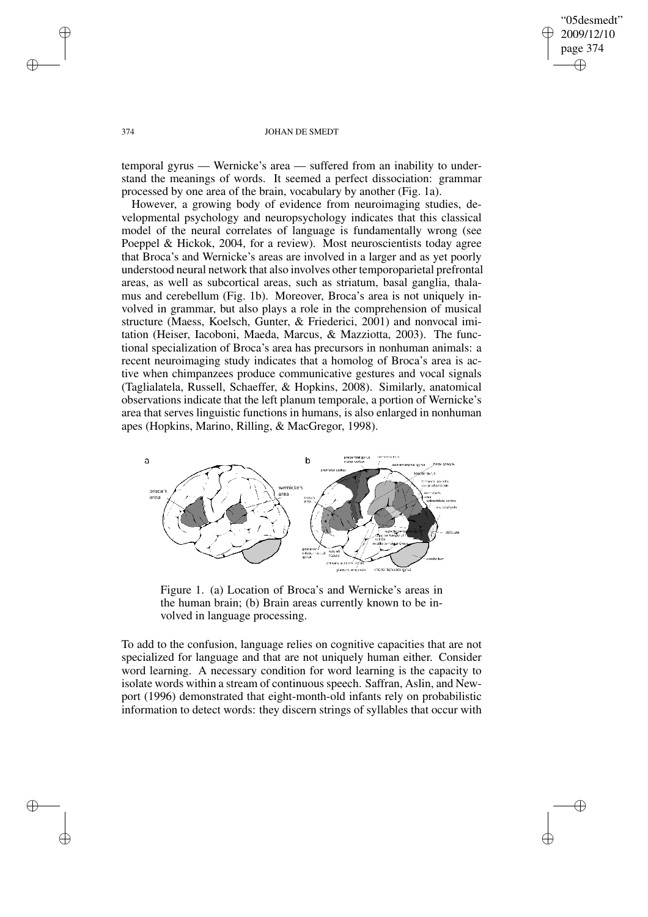temporal gyrus — Wernicke's area — suffered from an inability to understand the meanings of words. It seemed a perfect dissociation: grammar processed by one area of the brain, vocabulary by another (Fig. 1a).

However, a growing body of evidence from neuroimaging studies, developmental psychology and neuropsychology indicates that this classical model of the neural correlates of language is fundamentally wrong (see Poeppel & Hickok, 2004, for a review). Most neuroscientists today agree that Broca's and Wernicke's areas are involved in a larger and as yet poorly understood neural network that also involves other temporoparietal prefrontal areas, as well as subcortical areas, such as striatum, basal ganglia, thalamus and cerebellum (Fig. 1b). Moreover, Broca's area is not uniquely involved in grammar, but also plays a role in the comprehension of musical structure (Maess, Koelsch, Gunter, & Friederici, 2001) and nonvocal imitation (Heiser, Iacoboni, Maeda, Marcus, & Mazziotta, 2003). The functional specialization of Broca's area has precursors in nonhuman animals: a recent neuroimaging study indicates that a homolog of Broca's area is active when chimpanzees produce communicative gestures and vocal signals (Taglialatela, Russell, Schaeffer, & Hopkins, 2008). Similarly, anatomical observations indicate that the left planum temporale, a portion of Wernicke's area that serves linguistic functions in humans, is also enlarged in nonhuman apes (Hopkins, Marino, Rilling, & MacGregor, 1998).

Figure 1. (a) Location of Broca's and Wernicke's areas in the human brain; (b) Brain areas currently known to be involved in language processing.

To add to the confusion, language relies on cognitive capacities that are not specialized for language and that are not uniquely human either. Consider word learning. A necessary condition for word learning is the capacity to isolate words within a stream of continuous speech. Saffran, Aslin, and Newport (1996) demonstrated that eight-month-old infants rely on probabilistic information to detect words: they discern strings of syllables that occur with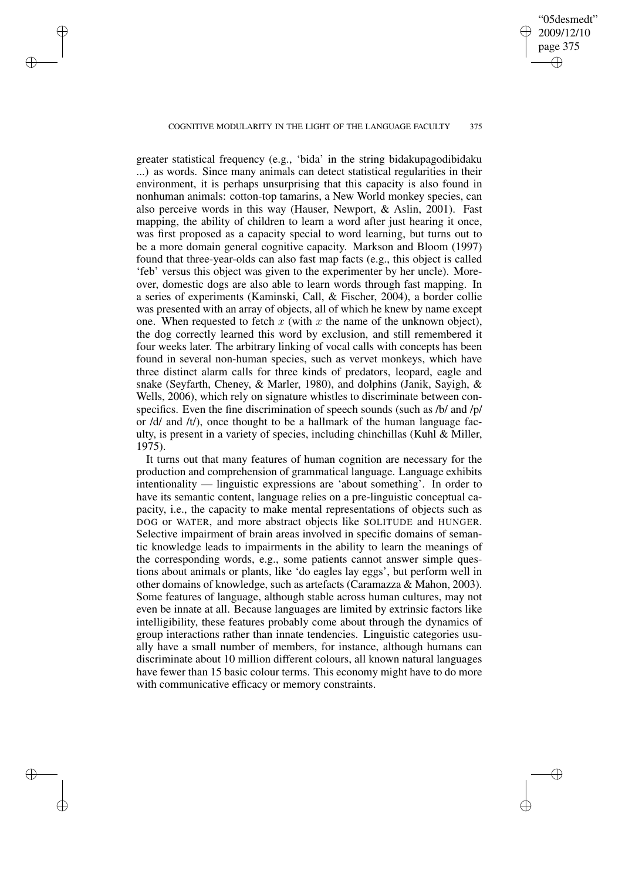greater statistical frequency (e.g., 'bida' in the string bidakupagodibidaku ...) as words. Since many animals can detect statistical regularities in their environment, it is perhaps unsurprising that this capacity is also found in nonhuman animals: cotton-top tamarins, a New World monkey species, can also perceive words in this way (Hauser, Newport, & Aslin, 2001). Fast mapping, the ability of children to learn a word after just hearing it once, was first proposed as a capacity special to word learning, but turns out to be a more domain general cognitive capacity. Markson and Bloom (1997) found that three-year-olds can also fast map facts (e.g., this object is called 'feb' versus this object was given to the experimenter by her uncle). Moreover, domestic dogs are also able to learn words through fast mapping. In a series of experiments (Kaminski, Call, & Fischer, 2004), a border collie was presented with an array of objects, all of which he knew by name except one. When requested to fetch $x$ (with $x$ the name of the unknown object), the dog correctly learned this word by exclusion, and still remembered it four weeks later. The arbitrary linking of vocal calls with concepts has been found in several non-human species, such as vervet monkeys, which have three distinct alarm calls for three kinds of predators, leopard, eagle and snake (Seyfarth, Cheney, & Marler, 1980), and dolphins (Janik, Sayigh, & Wells, 2006), which rely on signature whistles to discriminate between conspecifics. Even the fine discrimination of speech sounds (such as /b/ and /p/ or /d/ and /t/), once thought to be a hallmark of the human language faculty, is present in a variety of species, including chinchillas (Kuhl & Miller, 1975).

It turns out that many features of human cognition are necessary for the production and comprehension of grammatical language. Language exhibits intentionality — linguistic expressions are 'about something'. In order to have its semantic content, language relies on a pre-linguistic conceptual capacity, i.e., the capacity to make mental representations of objects such as DOG or WATER, and more abstract objects like SOLITUDE and HUNGER. Selective impairment of brain areas involved in specific domains of semantic knowledge leads to impairments in the ability to learn the meanings of the corresponding words, e.g., some patients cannot answer simple questions about animals or plants, like 'do eagles lay eggs', but perform well in other domains of knowledge, such as artefacts (Caramazza & Mahon, 2003). Some features of language, although stable across human cultures, may not even be innate at all. Because languages are limited by extrinsic factors like intelligibility, these features probably come about through the dynamics of group interactions rather than innate tendencies. Linguistic categories usually have a small number of members, for instance, although humans can discriminate about 10 million different colours, all known natural languages have fewer than 15 basic colour terms. This economy might have to do more with communicative efficacy or memory constraints.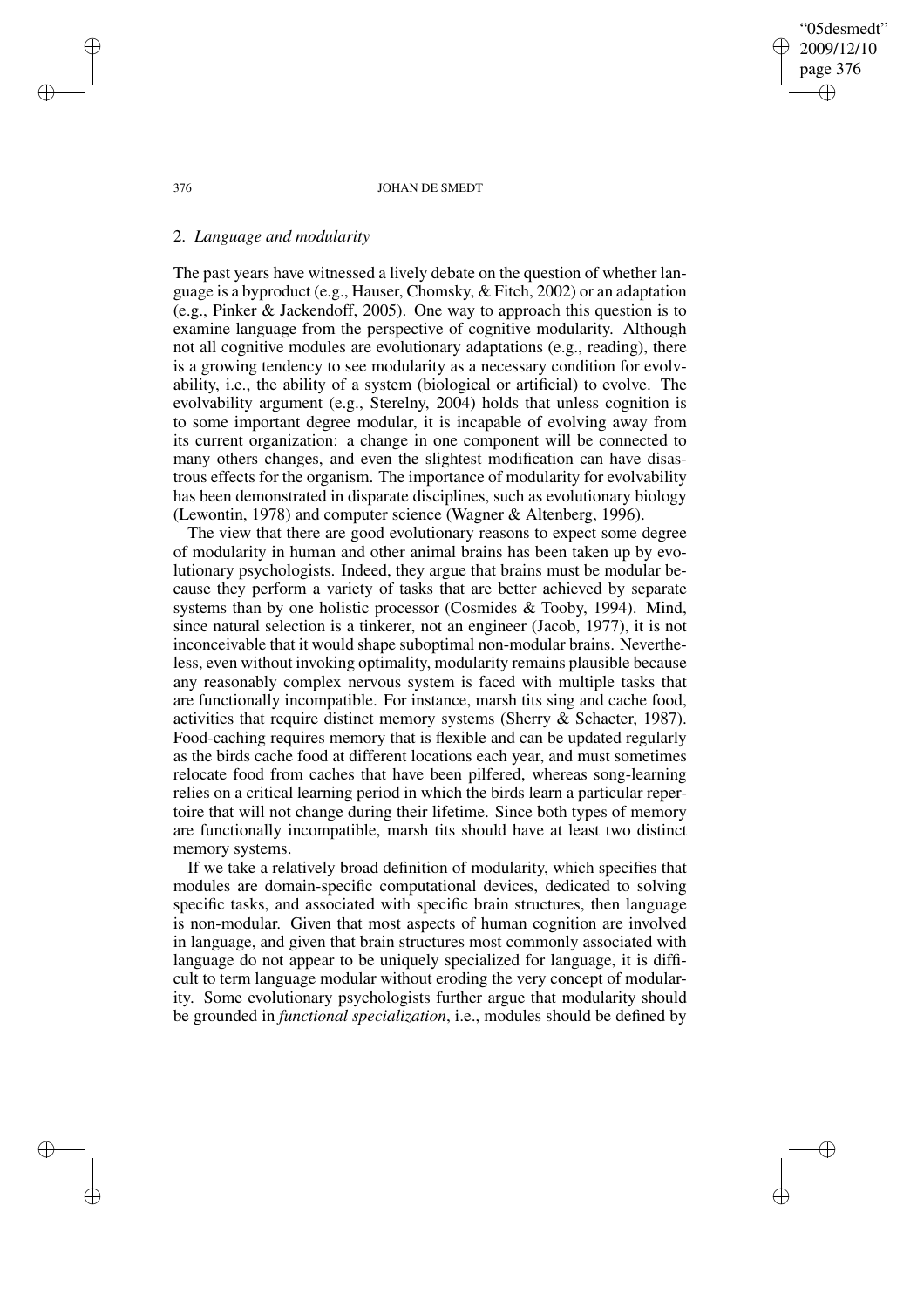## 2. *Language and modularity*

The past years have witnessed a lively debate on the question of whether language is a byproduct (e.g., Hauser, Chomsky, & Fitch, 2002) or an adaptation (e.g., Pinker & Jackendoff, 2005). One way to approach this question is to examine language from the perspective of cognitive modularity. Although not all cognitive modules are evolutionary adaptations (e.g., reading), there is a growing tendency to see modularity as a necessary condition for evolvability, i.e., the ability of a system (biological or artificial) to evolve. The evolvability argument (e.g., Sterelny, 2004) holds that unless cognition is to some important degree modular, it is incapable of evolving away from its current organization: a change in one component will be connected to many others changes, and even the slightest modification can have disastrous effects for the organism. The importance of modularity for evolvability has been demonstrated in disparate disciplines, such as evolutionary biology (Lewontin, 1978) and computer science (Wagner & Altenberg, 1996).

The view that there are good evolutionary reasons to expect some degree of modularity in human and other animal brains has been taken up by evolutionary psychologists. Indeed, they argue that brains must be modular because they perform a variety of tasks that are better achieved by separate systems than by one holistic processor (Cosmides & Tooby, 1994). Mind, since natural selection is a tinkerer, not an engineer (Jacob, 1977), it is not inconceivable that it would shape suboptimal non-modular brains. Nevertheless, even without invoking optimality, modularity remains plausible because any reasonably complex nervous system is faced with multiple tasks that are functionally incompatible. For instance, marsh tits sing and cache food, activities that require distinct memory systems (Sherry & Schacter, 1987). Food-caching requires memory that is flexible and can be updated regularly as the birds cache food at different locations each year, and must sometimes relocate food from caches that have been pilfered, whereas song-learning relies on a critical learning period in which the birds learn a particular repertoire that will not change during their lifetime. Since both types of memory are functionally incompatible, marsh tits should have at least two distinct memory systems.

If we take a relatively broad definition of modularity, which specifies that modules are domain-specific computational devices, dedicated to solving specific tasks, and associated with specific brain structures, then language is non-modular. Given that most aspects of human cognition are involved in language, and given that brain structures most commonly associated with language do not appear to be uniquely specialized for language, it is difficult to term language modular without eroding the very concept of modularity. Some evolutionary psychologists further argue that modularity should be grounded in *functional specialization*, i.e., modules should be defined by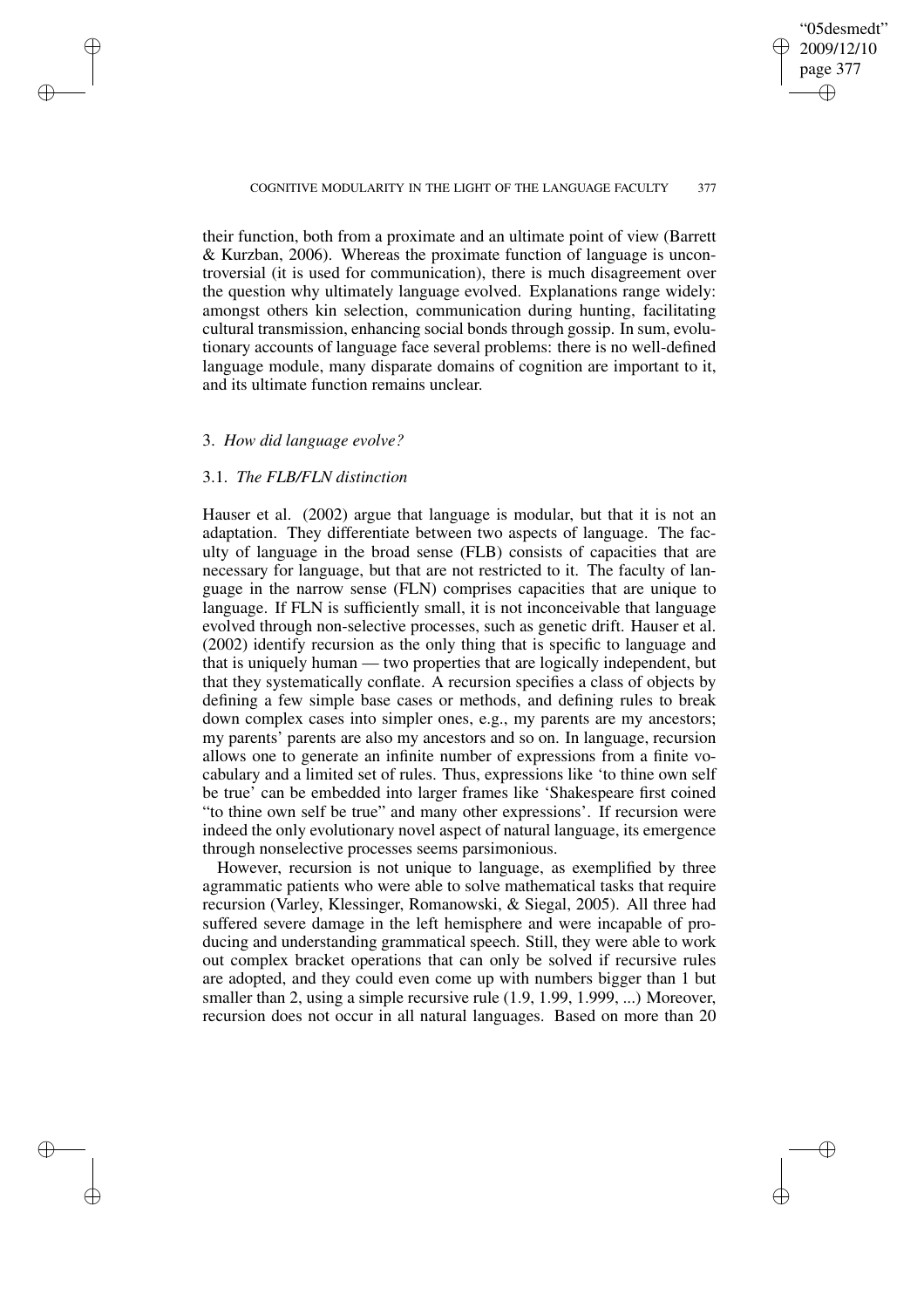their function, both from a proximate and an ultimate point of view (Barrett & Kurzban, 2006). Whereas the proximate function of language is uncontroversial (it is used for communication), there is much disagreement over the question why ultimately language evolved. Explanations range widely: amongst others kin selection, communication during hunting, facilitating cultural transmission, enhancing social bonds through gossip. In sum, evolutionary accounts of language face several problems: there is no well-defined language module, many disparate domains of cognition are important to it, and its ultimate function remains unclear.

## 3. *How did language evolve?*

### 3.1. *The FLB/FLN distinction*

Hauser et al. (2002) argue that language is modular, but that it is not an adaptation. They differentiate between two aspects of language. The faculty of language in the broad sense (FLB) consists of capacities that are necessary for language, but that are not restricted to it. The faculty of language in the narrow sense (FLN) comprises capacities that are unique to language. If FLN is sufficiently small, it is not inconceivable that language evolved through non-selective processes, such as genetic drift. Hauser et al. (2002) identify recursion as the only thing that is specific to language and that is uniquely human — two properties that are logically independent, but that they systematically conflate. A recursion specifies a class of objects by defining a few simple base cases or methods, and defining rules to break down complex cases into simpler ones, e.g., my parents are my ancestors; my parents' parents are also my ancestors and so on. In language, recursion allows one to generate an infinite number of expressions from a finite vocabulary and a limited set of rules. Thus, expressions like 'to thine own self be true' can be embedded into larger frames like 'Shakespeare first coined "to thine own self be true" and many other expressions'. If recursion were indeed the only evolutionary novel aspect of natural language, its emergence through nonselective processes seems parsimonious.

However, recursion is not unique to language, as exemplified by three agrammatic patients who were able to solve mathematical tasks that require recursion (Varley, Klessinger, Romanowski, & Siegal, 2005). All three had suffered severe damage in the left hemisphere and were incapable of producing and understanding grammatical speech. Still, they were able to work out complex bracket operations that can only be solved if recursive rules are adopted, and they could even come up with numbers bigger than 1 but smaller than 2, using a simple recursive rule (1.9, 1.99, 1.999, ...) Moreover, recursion does not occur in all natural languages. Based on more than 20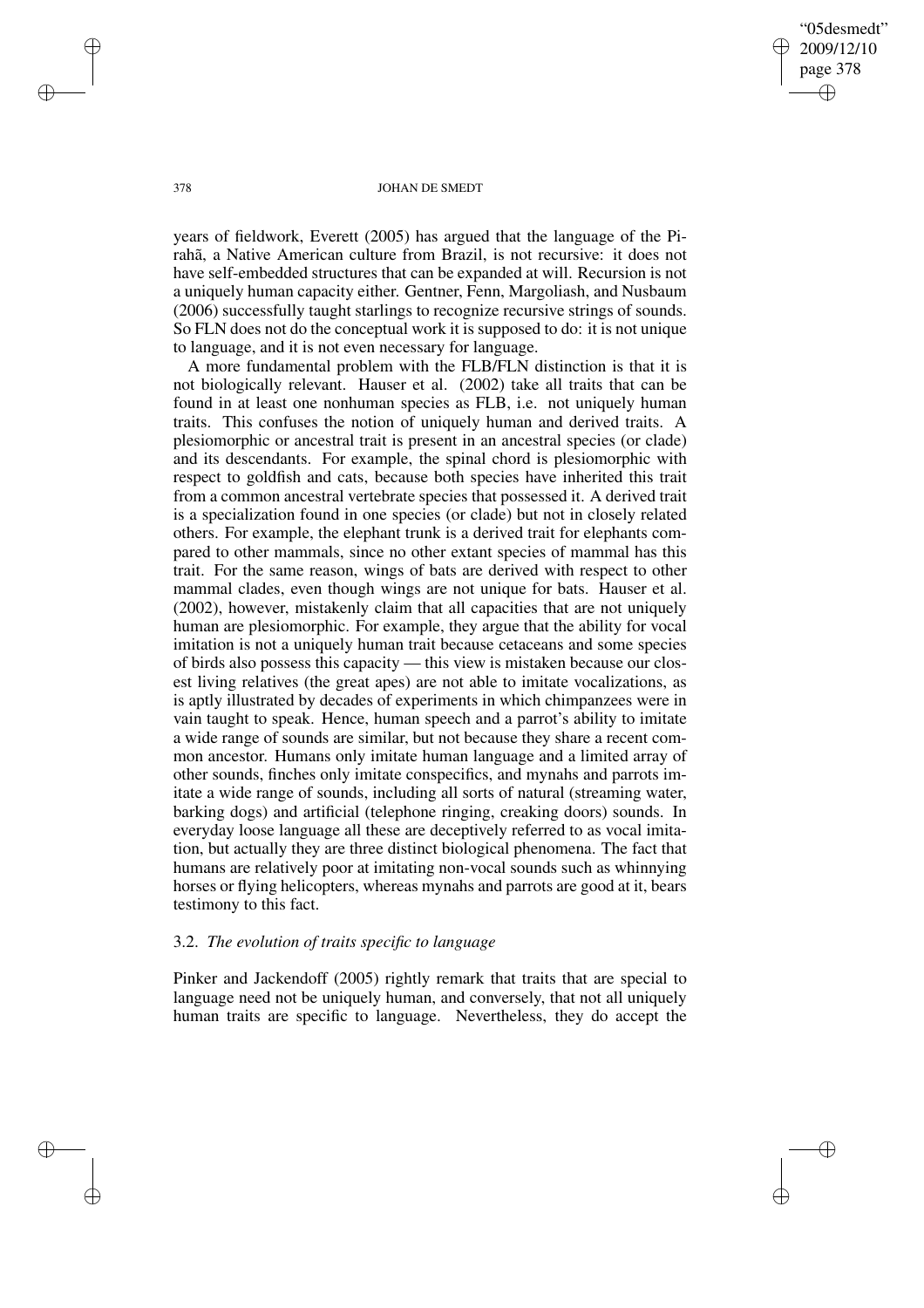years of fieldwork, Everett (2005) has argued that the language of the Pirahã, a Native American culture from Brazil, is not recursive: it does not have self-embedded structures that can be expanded at will. Recursion is not a uniquely human capacity either. Gentner, Fenn, Margoliash, and Nusbaum (2006) successfully taught starlings to recognize recursive strings of sounds. So FLN does not do the conceptual work it is supposed to do: it is not unique to language, and it is not even necessary for language.

A more fundamental problem with the FLB/FLN distinction is that it is not biologically relevant. Hauser et al. (2002) take all traits that can be found in at least one nonhuman species as FLB, i.e. not uniquely human traits. This confuses the notion of uniquely human and derived traits. A plesiomorphic or ancestral trait is present in an ancestral species (or clade) and its descendants. For example, the spinal chord is plesiomorphic with respect to goldfish and cats, because both species have inherited this trait from a common ancestral vertebrate species that possessed it. A derived trait is a specialization found in one species (or clade) but not in closely related others. For example, the elephant trunk is a derived trait for elephants compared to other mammals, since no other extant species of mammal has this trait. For the same reason, wings of bats are derived with respect to other mammal clades, even though wings are not unique for bats. Hauser et al. (2002), however, mistakenly claim that all capacities that are not uniquely human are plesiomorphic. For example, they argue that the ability for vocal imitation is not a uniquely human trait because cetaceans and some species of birds also possess this capacity — this view is mistaken because our closest living relatives (the great apes) are not able to imitate vocalizations, as is aptly illustrated by decades of experiments in which chimpanzees were in vain taught to speak. Hence, human speech and a parrot's ability to imitate a wide range of sounds are similar, but not because they share a recent common ancestor. Humans only imitate human language and a limited array of other sounds, finches only imitate conspecifics, and mynahs and parrots imitate a wide range of sounds, including all sorts of natural (streaming water, barking dogs) and artificial (telephone ringing, creaking doors) sounds. In everyday loose language all these are deceptively referred to as vocal imitation, but actually they are three distinct biological phenomena. The fact that humans are relatively poor at imitating non-vocal sounds such as whinnying horses or flying helicopters, whereas mynahs and parrots are good at it, bears testimony to this fact.

### 3.2. *The evolution of traits specific to language*

Pinker and Jackendoff (2005) rightly remark that traits that are special to language need not be uniquely human, and conversely, that not all uniquely human traits are specific to language. Nevertheless, they do accept the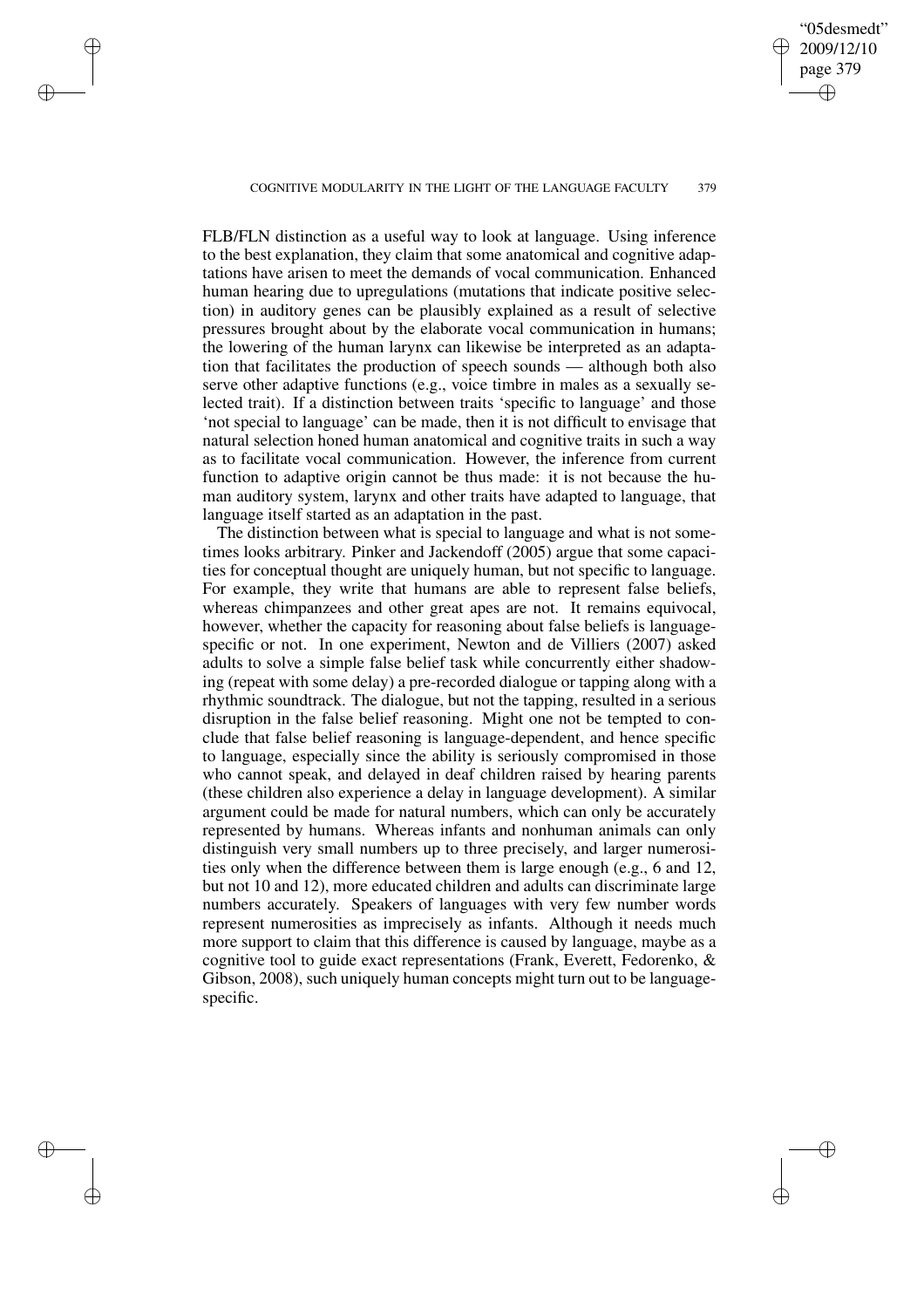FLB/FLN distinction as a useful way to look at language. Using inference to the best explanation, they claim that some anatomical and cognitive adaptations have arisen to meet the demands of vocal communication. Enhanced human hearing due to upregulations (mutations that indicate positive selection) in auditory genes can be plausibly explained as a result of selective pressures brought about by the elaborate vocal communication in humans; the lowering of the human larynx can likewise be interpreted as an adaptation that facilitates the production of speech sounds — although both also serve other adaptive functions (e.g., voice timbre in males as a sexually selected trait). If a distinction between traits 'specific to language' and those 'not special to language' can be made, then it is not difficult to envisage that natural selection honed human anatomical and cognitive traits in such a way as to facilitate vocal communication. However, the inference from current function to adaptive origin cannot be thus made: it is not because the human auditory system, larynx and other traits have adapted to language, that language itself started as an adaptation in the past.

The distinction between what is special to language and what is not sometimes looks arbitrary. Pinker and Jackendoff (2005) argue that some capacities for conceptual thought are uniquely human, but not specific to language. For example, they write that humans are able to represent false beliefs, whereas chimpanzees and other great apes are not. It remains equivocal, however, whether the capacity for reasoning about false beliefs is language-specific or not. In one experiment, Newton and de Villiers (2007) asked adults to solve a simple false belief task while concurrently either shadowing (repeat with some delay) a pre-recorded dialogue or tapping along with a rhythmic soundtrack. The dialogue, but not the tapping, resulted in a serious disruption in the false belief reasoning. Might one not be tempted to conclude that false belief reasoning is language-dependent, and hence specific to language, especially since the ability is seriously compromised in those who cannot speak, and delayed in deaf children raised by hearing parents (these children also experience a delay in language development). A similar argument could be made for natural numbers, which can only be accurately represented by humans. Whereas infants and nonhuman animals can only distinguish very small numbers up to three precisely, and larger numerosities only when the difference between them is large enough (e.g., 6 and 12, but not 10 and 12), more educated children and adults can discriminate large numbers accurately. Speakers of languages with very few number words represent numerosities as imprecisely as infants. Although it needs much more support to claim that this difference is caused by language, maybe as a cognitive tool to guide exact representations (Frank, Everett, Fedorenko, & Gibson, 2008), such uniquely human concepts might turn out to be language-specific.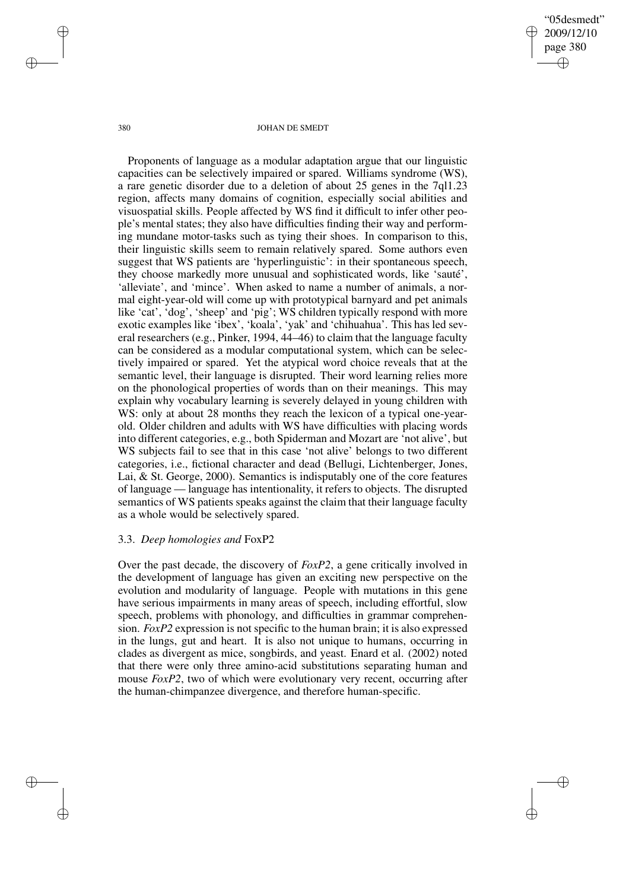Proponents of language as a modular adaptation argue that our linguistic capacities can be selectively impaired or spared. Williams syndrome (WS), a rare genetic disorder due to a deletion of about 25 genes in the 7ql1.23 region, affects many domains of cognition, especially social abilities and visuospatial skills. People affected by WS find it difficult to infer other people's mental states; they also have difficulties finding their way and performing mundane motor-tasks such as tying their shoes. In comparison to this, their linguistic skills seem to remain relatively spared. Some authors even suggest that WS patients are 'hyperlinguistic': in their spontaneous speech, they choose markedly more unusual and sophisticated words, like 'sauté', 'alleviate', and 'mince'. When asked to name a number of animals, a normal eight-year-old will come up with prototypical barnyard and pet animals like 'cat', 'dog', 'sheep' and 'pig'; WS children typically respond with more exotic examples like 'ibex', 'koala', 'yak' and 'chihuahua'. This has led several researchers (e.g., Pinker, 1994, 44–46) to claim that the language faculty can be considered as a modular computational system, which can be selectively impaired or spared. Yet the atypical word choice reveals that at the semantic level, their language is disrupted. Their word learning relies more on the phonological properties of words than on their meanings. This may explain why vocabulary learning is severely delayed in young children with WS: only at about 28 months they reach the lexicon of a typical one-year-old. Older children and adults with WS have difficulties with placing words into different categories, e.g., both Spiderman and Mozart are 'not alive', but WS subjects fail to see that in this case 'not alive' belongs to two different categories, i.e., fictional character and dead (Bellugi, Lichtenberger, Jones, Lai, & St. George, 2000). Semantics is indisputably one of the core features of language — language has intentionality, it refers to objects. The disrupted semantics of WS patients speaks against the claim that their language faculty as a whole would be selectively spared.

### 3.3. *Deep homologies and* FoxP2

Over the past decade, the discovery of *FoxP2*, a gene critically involved in the development of language has given an exciting new perspective on the evolution and modularity of language. People with mutations in this gene have serious impairments in many areas of speech, including effortful, slow speech, problems with phonology, and difficulties in grammar comprehension. *FoxP2* expression is not specific to the human brain; it is also expressed in the lungs, gut and heart. It is also not unique to humans, occurring in clades as divergent as mice, songbirds, and yeast. Enard et al. (2002) noted that there were only three amino-acid substitutions separating human and mouse *FoxP2*, two of which were evolutionary very recent, occurring after the human-chimpanzee divergence, and therefore human-specific.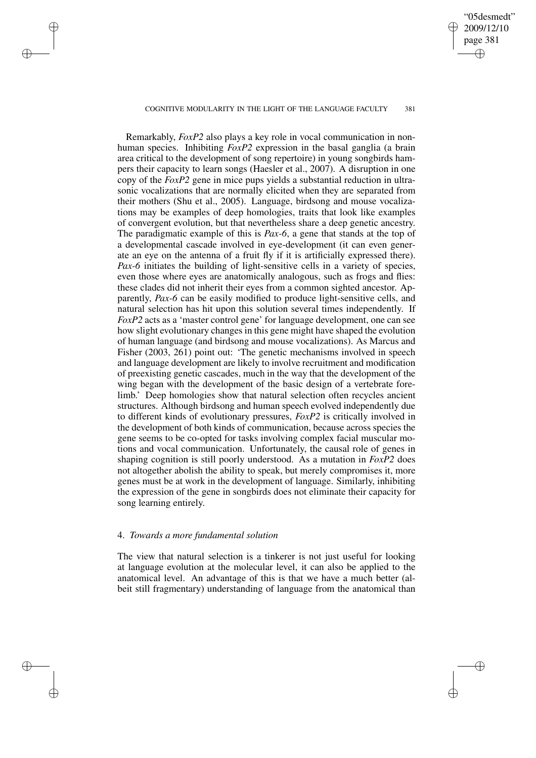Remarkably, *FoxP2* also plays a key role in vocal communication in non-human species. Inhibiting *FoxP2* expression in the basal ganglia (a brain area critical to the development of song repertoire) in young songbirds hampers their capacity to learn songs (Haesler et al., 2007). A disruption in one copy of the *FoxP2* gene in mice pups yields a substantial reduction in ultrasonic vocalizations that are normally elicited when they are separated from their mothers (Shu et al., 2005). Language, birdsong and mouse vocalizations may be examples of deep homologies, traits that look like examples of convergent evolution, but that nevertheless share a deep genetic ancestry. The paradigmatic example of this is *Pax-6*, a gene that stands at the top of a developmental cascade involved in eye-development (it can even generate an eye on the antenna of a fruit fly if it is artificially expressed there). *Pax-6* initiates the building of light-sensitive cells in a variety of species, even those where eyes are anatomically analogous, such as frogs and flies: these clades did not inherit their eyes from a common sighted ancestor. Apparently, *Pax-6* can be easily modified to produce light-sensitive cells, and natural selection has hit upon this solution several times independently. If *FoxP2* acts as a 'master control gene' for language development, one can see how slight evolutionary changes in this gene might have shaped the evolution of human language (and birdsong and mouse vocalizations). As Marcus and Fisher (2003, 261) point out: 'The genetic mechanisms involved in speech and language development are likely to involve recruitment and modification of preexisting genetic cascades, much in the way that the development of the wing began with the development of the basic design of a vertebrate forelimb.' Deep homologies show that natural selection often recycles ancient structures. Although birdsong and human speech evolved independently due to different kinds of evolutionary pressures, *FoxP2* is critically involved in the development of both kinds of communication, because across species the gene seems to be co-opted for tasks involving complex facial muscular motions and vocal communication. Unfortunately, the causal role of genes in shaping cognition is still poorly understood. As a mutation in *FoxP2* does not altogether abolish the ability to speak, but merely compromises it, more genes must be at work in the development of language. Similarly, inhibiting the expression of the gene in songbirds does not eliminate their capacity for song learning entirely.

## 4. *Towards a more fundamental solution*

The view that natural selection is a tinkerer is not just useful for looking at language evolution at the molecular level, it can also be applied to the anatomical level. An advantage of this is that we have a much better (albeit still fragmentary) understanding of language from the anatomical than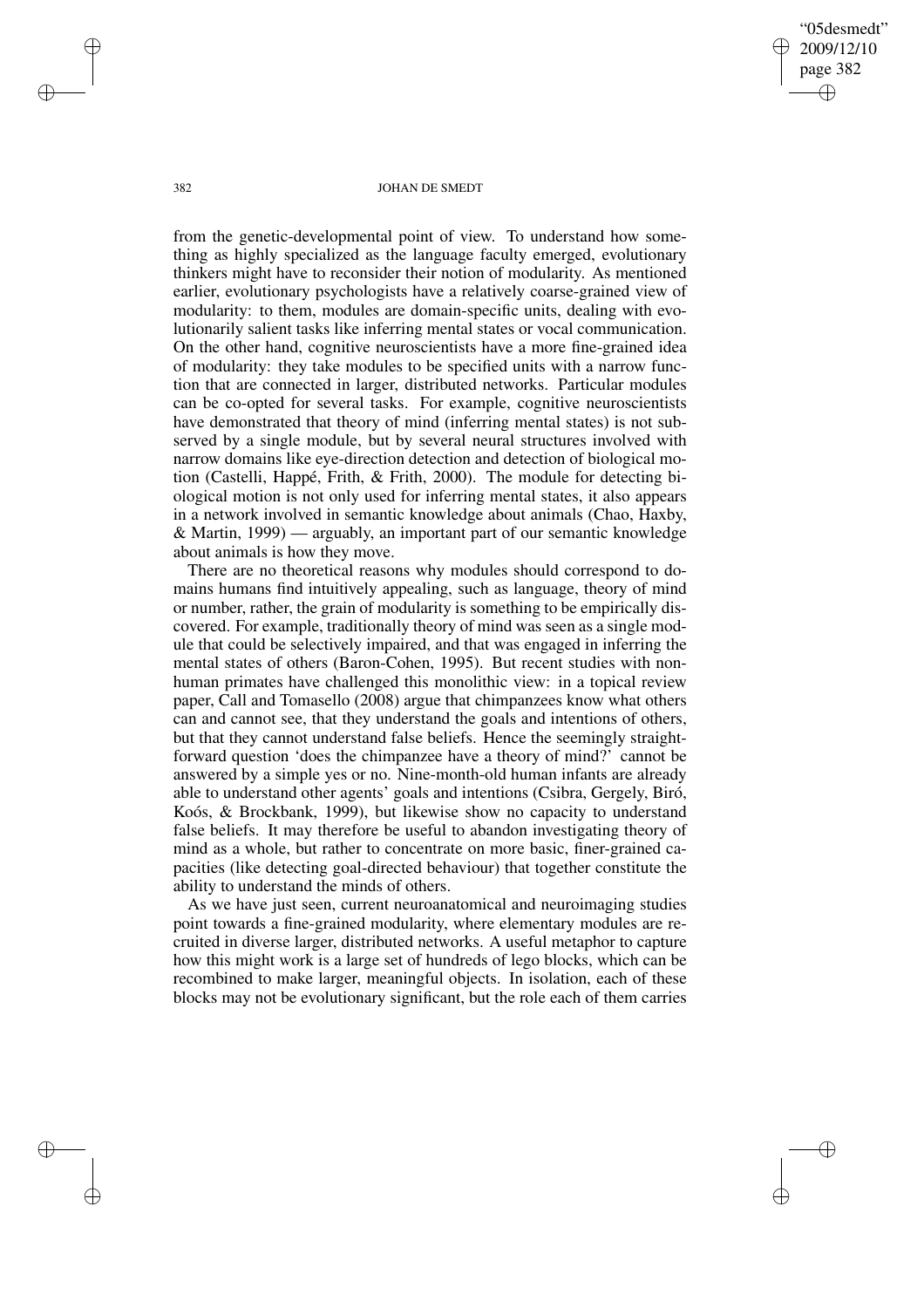from the genetic-developmental point of view. To understand how something as highly specialized as the language faculty emerged, evolutionary thinkers might have to reconsider their notion of modularity. As mentioned earlier, evolutionary psychologists have a relatively coarse-grained view of modularity: to them, modules are domain-specific units, dealing with evolutionarily salient tasks like inferring mental states or vocal communication. On the other hand, cognitive neuroscientists have a more fine-grained idea of modularity: they take modules to be specified units with a narrow function that are connected in larger, distributed networks. Particular modules can be co-opted for several tasks. For example, cognitive neuroscientists have demonstrated that theory of mind (inferring mental states) is not subserved by a single module, but by several neural structures involved with narrow domains like eye-direction detection and detection of biological motion (Castelli, Happé, Frith, & Frith, 2000). The module for detecting biological motion is not only used for inferring mental states, it also appears in a network involved in semantic knowledge about animals (Chao, Haxby, & Martin, 1999) — arguably, an important part of our semantic knowledge about animals is how they move.

There are no theoretical reasons why modules should correspond to domains humans find intuitively appealing, such as language, theory of mind or number, rather, the grain of modularity is something to be empirically discovered. For example, traditionally theory of mind was seen as a single module that could be selectively impaired, and that was engaged in inferring the mental states of others (Baron-Cohen, 1995). But recent studies with nonhuman primates have challenged this monolithic view: in a topical review paper, Call and Tomasello (2008) argue that chimpanzees know what others can and cannot see, that they understand the goals and intentions of others, but that they cannot understand false beliefs. Hence the seemingly straightforward question 'does the chimpanzee have a theory of mind?' cannot be answered by a simple yes or no. Nine-month-old human infants are already able to understand other agents' goals and intentions (Csibra, Gergely, Biró, Koós, & Brockbank, 1999), but likewise show no capacity to understand false beliefs. It may therefore be useful to abandon investigating theory of mind as a whole, but rather to concentrate on more basic, finer-grained capacities (like detecting goal-directed behaviour) that together constitute the ability to understand the minds of others.

As we have just seen, current neuroanatomical and neuroimaging studies point towards a fine-grained modularity, where elementary modules are recruited in diverse larger, distributed networks. A useful metaphor to capture how this might work is a large set of hundreds of lego blocks, which can be recombined to make larger, meaningful objects. In isolation, each of these blocks may not be evolutionary significant, but the role each of them carries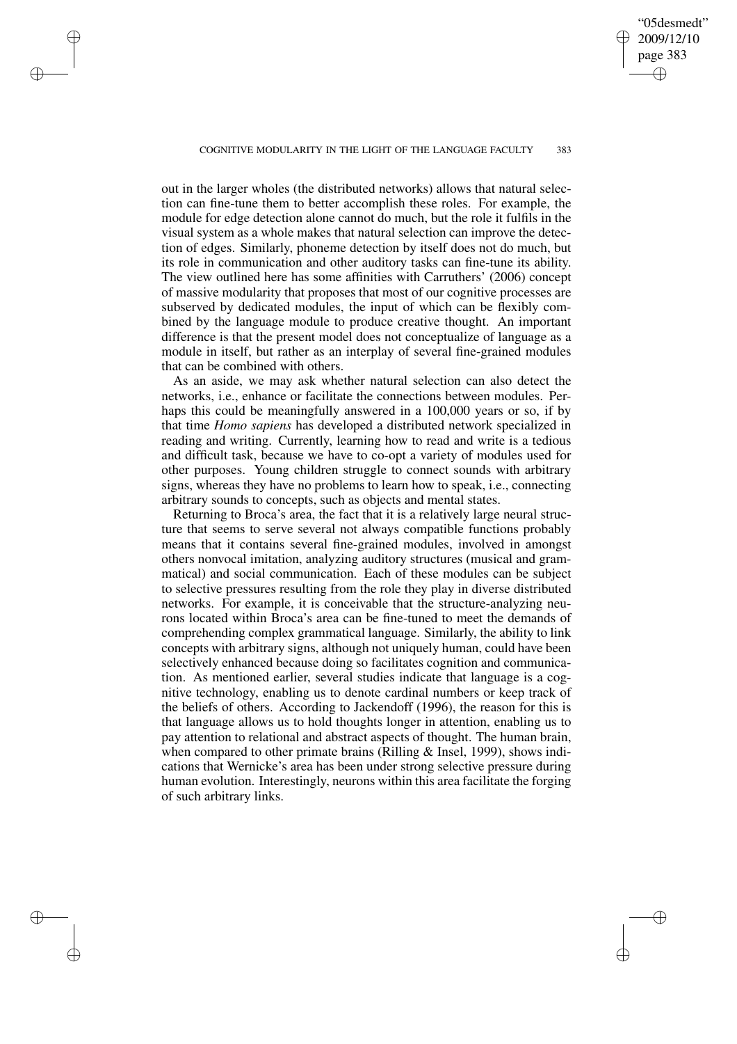out in the larger wholes (the distributed networks) allows that natural selection can fine-tune them to better accomplish these roles. For example, the module for edge detection alone cannot do much, but the role it fulfils in the visual system as a whole makes that natural selection can improve the detection of edges. Similarly, phoneme detection by itself does not do much, but its role in communication and other auditory tasks can fine-tune its ability. The view outlined here has some affinities with Carruthers' (2006) concept of massive modularity that proposes that most of our cognitive processes are subserved by dedicated modules, the input of which can be flexibly combined by the language module to produce creative thought. An important difference is that the present model does not conceptualize of language as a module in itself, but rather as an interplay of several fine-grained modules that can be combined with others.

As an aside, we may ask whether natural selection can also detect the networks, i.e., enhance or facilitate the connections between modules. Perhaps this could be meaningfully answered in a 100,000 years or so, if by that time *Homo sapiens* has developed a distributed network specialized in reading and writing. Currently, learning how to read and write is a tedious and difficult task, because we have to co-opt a variety of modules used for other purposes. Young children struggle to connect sounds with arbitrary signs, whereas they have no problems to learn how to speak, i.e., connecting arbitrary sounds to concepts, such as objects and mental states.

Returning to Broca's area, the fact that it is a relatively large neural structure that seems to serve several not always compatible functions probably means that it contains several fine-grained modules, involved in amongst others nonvocal imitation, analyzing auditory structures (musical and grammatical) and social communication. Each of these modules can be subject to selective pressures resulting from the role they play in diverse distributed networks. For example, it is conceivable that the structure-analyzing neurons located within Broca's area can be fine-tuned to meet the demands of comprehending complex grammatical language. Similarly, the ability to link concepts with arbitrary signs, although not uniquely human, could have been selectively enhanced because doing so facilitates cognition and communication. As mentioned earlier, several studies indicate that language is a cognitive technology, enabling us to denote cardinal numbers or keep track of the beliefs of others. According to Jackendoff (1996), the reason for this is that language allows us to hold thoughts longer in attention, enabling us to pay attention to relational and abstract aspects of thought. The human brain, when compared to other primate brains (Rilling & Insel, 1999), shows indications that Wernicke's area has been under strong selective pressure during human evolution. Interestingly, neurons within this area facilitate the forging of such arbitrary links.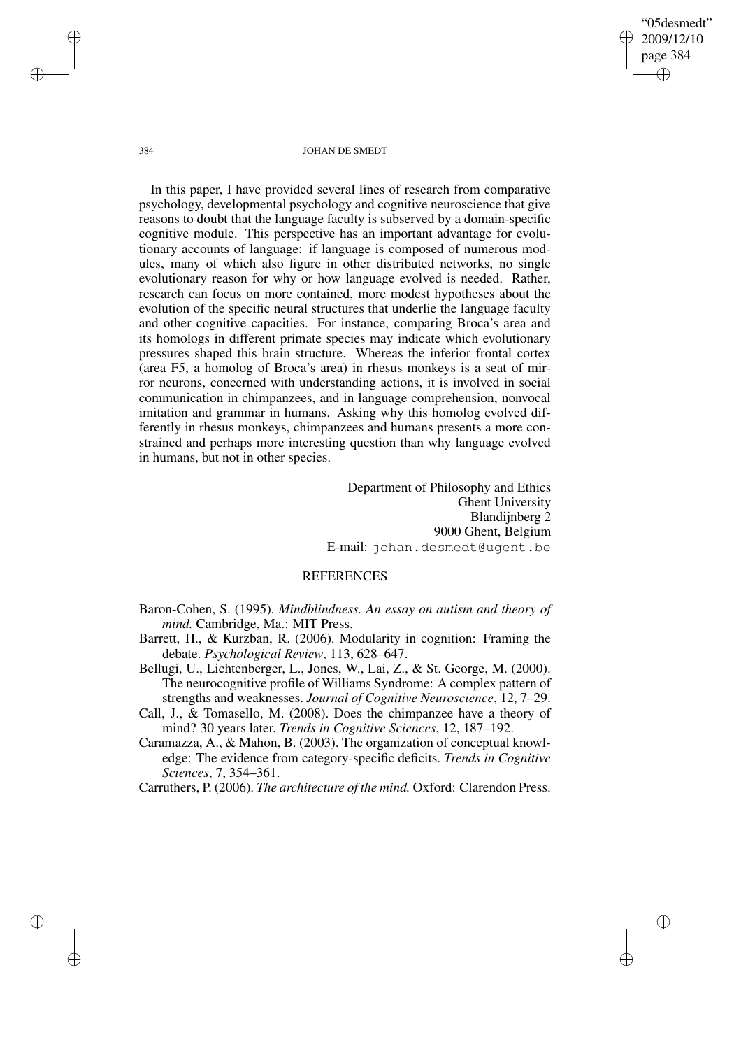In this paper, I have provided several lines of research from comparative psychology, developmental psychology and cognitive neuroscience that give reasons to doubt that the language faculty is subserved by a domain-specific cognitive module. This perspective has an important advantage for evolutionary accounts of language: if language is composed of numerous modules, many of which also figure in other distributed networks, no single evolutionary reason for why or how language evolved is needed. Rather, research can focus on more contained, more modest hypotheses about the evolution of the specific neural structures that underlie the language faculty and other cognitive capacities. For instance, comparing Broca's area and its homologs in different primate species may indicate which evolutionary pressures shaped this brain structure. Whereas the inferior frontal cortex (area F5, a homolog of Broca's area) in rhesus monkeys is a seat of mirror neurons, concerned with understanding actions, it is involved in social communication in chimpanzees, and in language comprehension, nonvocal imitation and grammar in humans. Asking why this homolog evolved differently in rhesus monkeys, chimpanzees and humans presents a more constrained and perhaps more interesting question than why language evolved in humans, but not in other species.

Department of Philosophy and Ethics
Ghent University
Blandijnberg 2
9000 Ghent, Belgium
E-mail: johan.desmedt@ugent.be

## REFERENCES

Baron-Cohen, S. (1995). *Mindblindness. An essay on autism and theory of mind.* Cambridge, Ma.: MIT Press.

Barrett, H., & Kurzban, R. (2006). Modularity in cognition: Framing the debate. *Psychological Review*, 113, 628–647.

Bellugi, U., Lichtenberger, L., Jones, W., Lai, Z., & St. George, M. (2000). The neurocognitive profile of Williams Syndrome: A complex pattern of strengths and weaknesses. *Journal of Cognitive Neuroscience*, 12, 7–29.

Call, J., & Tomasello, M. (2008). Does the chimpanzee have a theory of mind? 30 years later. *Trends in Cognitive Sciences*, 12, 187–192.

Caramazza, A., & Mahon, B. (2003). The organization of conceptual knowledge: The evidence from category-specific deficits. *Trends in Cognitive Sciences*, 7, 354–361.

Carruthers, P. (2006). *The architecture of the mind.* Oxford: Clarendon Press.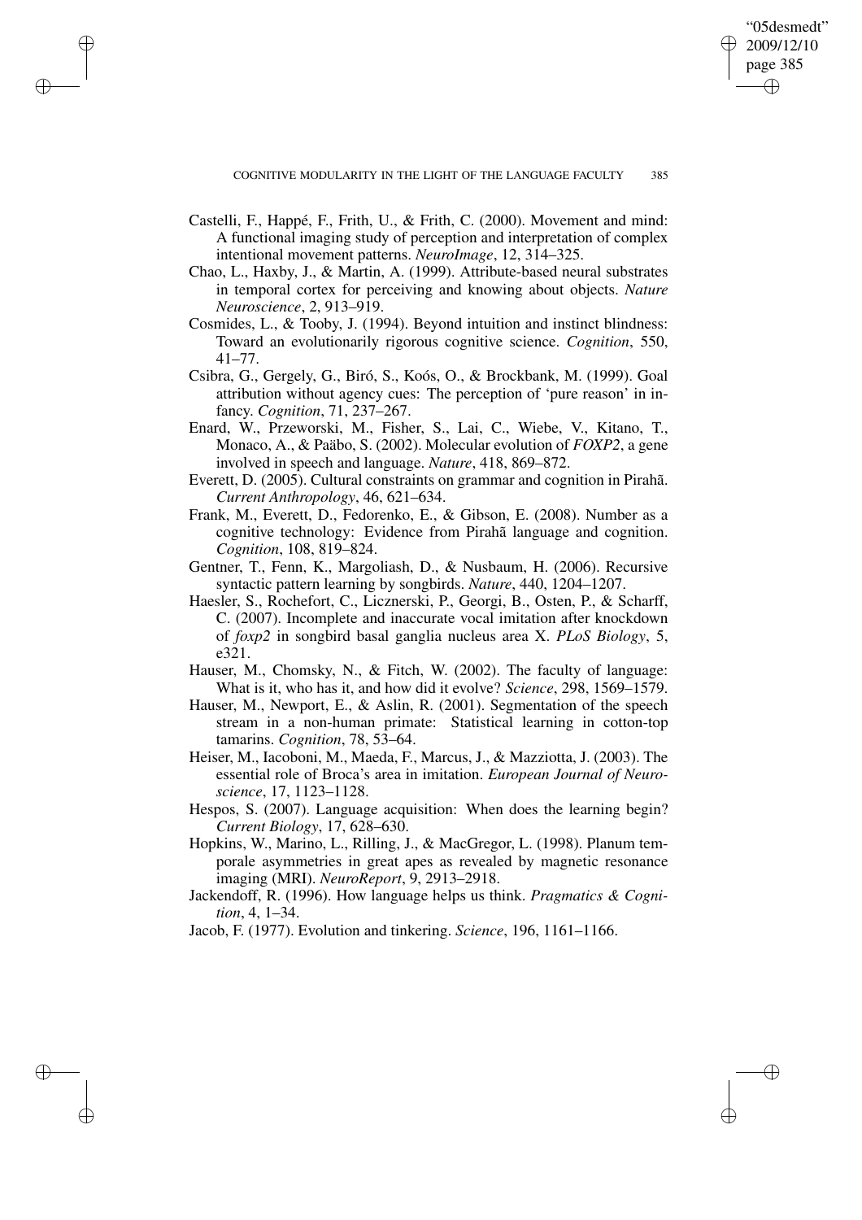Castelli, F., Happé, F., Frith, U., & Frith, C. (2000). Movement and mind: A functional imaging study of perception and interpretation of complex intentional movement patterns. *NeuroImage*, 12, 314–325.

Chao, L., Haxby, J., & Martin, A. (1999). Attribute-based neural substrates in temporal cortex for perceiving and knowing about objects. *Nature Neuroscience*, 2, 913–919.

Cosmides, L., & Tooby, J. (1994). Beyond intuition and instinct blindness: Toward an evolutionarily rigorous cognitive science. *Cognition*, 550, 41–77.

Csibra, G., Gergely, G., Biró, S., Koós, O., & Brockbank, M. (1999). Goal attribution without agency cues: The perception of 'pure reason' in infancy. *Cognition*, 71, 237–267.

Enard, W., Przeworski, M., Fisher, S., Lai, C., Wiebe, V., Kitano, T., Monaco, A., & Paäbo, S. (2002). Molecular evolution of *FOXP2*, a gene involved in speech and language. *Nature*, 418, 869–872.

Everett, D. (2005). Cultural constraints on grammar and cognition in Pirahã. *Current Anthropology*, 46, 621–634.

Frank, M., Everett, D., Fedorenko, E., & Gibson, E. (2008). Number as a cognitive technology: Evidence from Pirahã language and cognition. *Cognition*, 108, 819–824.

Gentner, T., Fenn, K., Margoliash, D., & Nusbaum, H. (2006). Recursive syntactic pattern learning by songbirds. *Nature*, 440, 1204–1207.

Haesler, S., Rochefort, C., Licznerski, P., Georgi, B., Osten, P., & Scharff, C. (2007). Incomplete and inaccurate vocal imitation after knockdown of *foxp2* in songbird basal ganglia nucleus area X. *PLoS Biology*, 5, e321.

Hauser, M., Chomsky, N., & Fitch, W. (2002). The faculty of language: What is it, who has it, and how did it evolve? *Science*, 298, 1569–1579.

Hauser, M., Newport, E., & Aslin, R. (2001). Segmentation of the speech stream in a non-human primate: Statistical learning in cotton-top tamarins. *Cognition*, 78, 53–64.

Heiser, M., Iacoboni, M., Maeda, F., Marcus, J., & Mazziotta, J. (2003). The essential role of Broca's area in imitation. *European Journal of Neuroscience*, 17, 1123–1128.

Hespos, S. (2007). Language acquisition: When does the learning begin? *Current Biology*, 17, 628–630.

Hopkins, W., Marino, L., Rilling, J., & MacGregor, L. (1998). Planum temporale asymmetries in great apes as revealed by magnetic resonance imaging (MRI). *NeuroReport*, 9, 2913–2918.

Jackendoff, R. (1996). How language helps us think. *Pragmatics & Cognition*, 4, 1–34.

Jacob, F. (1977). Evolution and tinkering. *Science*, 196, 1161–1166.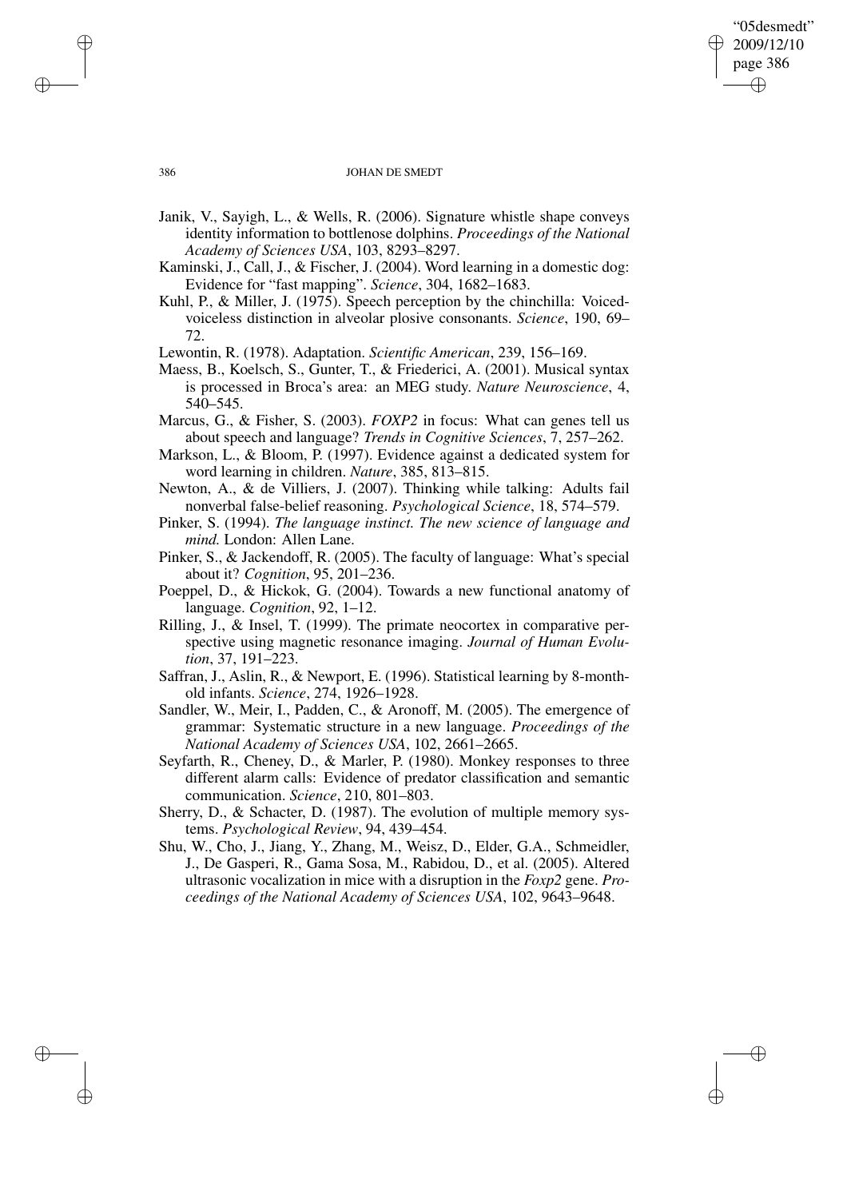Janik, V., Sayigh, L., & Wells, R. (2006). Signature whistle shape conveys identity information to bottlenose dolphins. *Proceedings of the National Academy of Sciences USA*, 103, 8293–8297.

Kaminski, J., Call, J., & Fischer, J. (2004). Word learning in a domestic dog: Evidence for "fast mapping". *Science*, 304, 1682–1683.

Kuhl, P., & Miller, J. (1975). Speech perception by the chinchilla: Voiced-voiceless distinction in alveolar plosive consonants. *Science*, 190, 69–72.

Lewontin, R. (1978). Adaptation. *Scientific American*, 239, 156–169.

Maess, B., Koelsch, S., Gunter, T., & Friederici, A. (2001). Musical syntax is processed in Broca's area: an MEG study. *Nature Neuroscience*, 4, 540–545.

Marcus, G., & Fisher, S. (2003). *FOXP2* in focus: What can genes tell us about speech and language? *Trends in Cognitive Sciences*, 7, 257–262.

Markson, L., & Bloom, P. (1997). Evidence against a dedicated system for word learning in children. *Nature*, 385, 813–815.

Newton, A., & de Villiers, J. (2007). Thinking while talking: Adults fail nonverbal false-belief reasoning. *Psychological Science*, 18, 574–579.

Pinker, S. (1994). *The language instinct. The new science of language and mind.* London: Allen Lane.

Pinker, S., & Jackendoff, R. (2005). The faculty of language: What's special about it? *Cognition*, 95, 201–236.

Poeppel, D., & Hickok, G. (2004). Towards a new functional anatomy of language. *Cognition*, 92, 1–12.

Rilling, J., & Insel, T. (1999). The primate neocortex in comparative perspective using magnetic resonance imaging. *Journal of Human Evolution*, 37, 191–223.

Saffran, J., Aslin, R., & Newport, E. (1996). Statistical learning by 8-month-old infants. *Science*, 274, 1926–1928.

Sandler, W., Meir, I., Padden, C., & Aronoff, M. (2005). The emergence of grammar: Systematic structure in a new language. *Proceedings of the National Academy of Sciences USA*, 102, 2661–2665.

Seyfarth, R., Cheney, D., & Marler, P. (1980). Monkey responses to three different alarm calls: Evidence of predator classification and semantic communication. *Science*, 210, 801–803.

Sherry, D., & Schacter, D. (1987). The evolution of multiple memory systems. *Psychological Review*, 94, 439–454.

Shu, W., Cho, J., Jiang, Y., Zhang, M., Weisz, D., Elder, G.A., Schmeidler, J., De Gasperi, R., Gama Sosa, M., Rabidou, D., et al. (2005). Altered ultrasonic vocalization in mice with a disruption in the *Foxp2* gene. *Proceedings of the National Academy of Sciences USA*, 102, 9643–9648.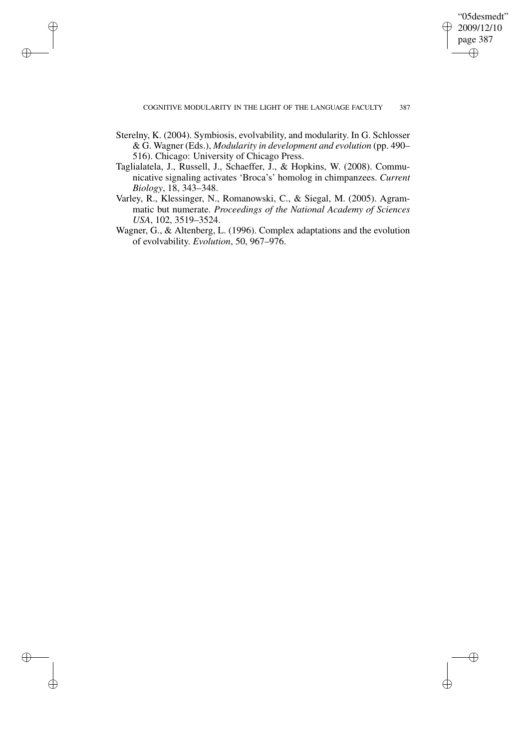Sterelny, K. (2004). Symbiosis, evolvability, and modularity. In G. Schlosser & G. Wagner (Eds.), *Modularity in development and evolution* (pp. 490–516). Chicago: University of Chicago Press.

Taglialatela, J., Russell, J., Schaeffer, J., & Hopkins, W. (2008). Communicative signaling activates 'Broca's' homolog in chimpanzees. *Current Biology*, 18, 343–348.

Varley, R., Klessinger, N., Romanowski, C., & Siegal, M. (2005). Agrammatic but numerate. *Proceedings of the National Academy of Sciences USA*, 102, 3519–3524.

Wagner, G., & Altenberg, L. (1996). Complex adaptations and the evolution of evolvability. *Evolution*, 50, 967–976.